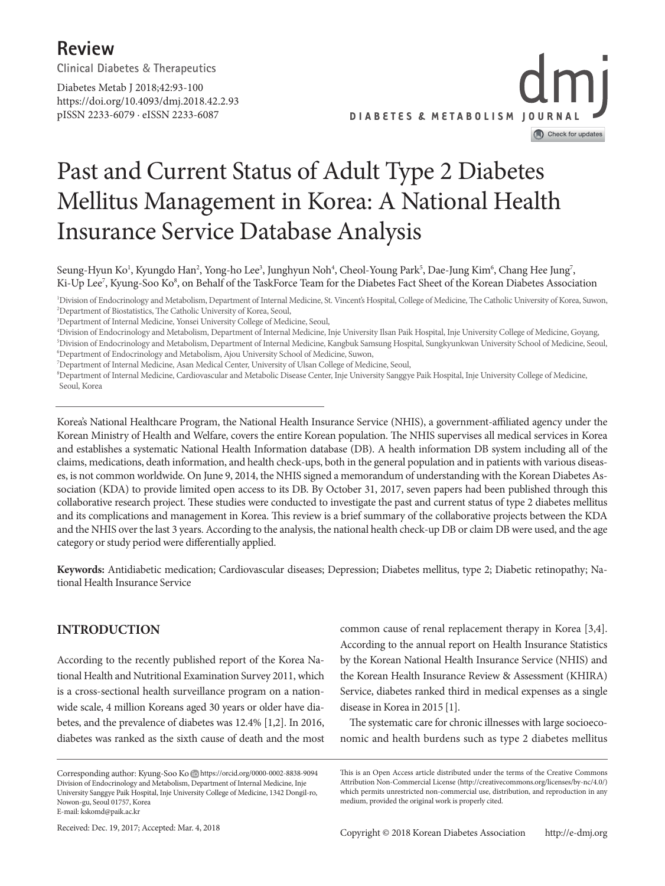Review

Clinical Diabetes & Therapeutics

Diabetes Metab J 2018;42:93-100
https://doi.org/10.4093/dmj.2018.42.2.93
pISSN 2233-6079 · eISSN 2233-6087

# Past and Current Status of Adult Type 2 Diabetes Mellitus Management in Korea: A National Health Insurance Service Database Analysis

Seung-Hyun Ko[1], Kyungdo Han[2], Yong-ho Lee[3], Junghyun Noh[4], Cheol-Young Park[5], Dae-Jung Kim[6], Chang Hee Jung[7], Ki-Up Lee[7], Kyung-Soo Ko[8], on Behalf of the TaskForce Team for the Diabetes Fact Sheet of the Korean Diabetes Association

[1]Division of Endocrinology and Metabolism, Department of Internal Medicine, St. Vincent's Hospital, College of Medicine, The Catholic University of Korea, Suwon,
[2]Department of Biostatistics, The Catholic University of Korea, Seoul,
[3]Department of Internal Medicine, Yonsei University College of Medicine, Seoul,
[4]Division of Endocrinology and Metabolism, Department of Internal Medicine, Inje University Ilsan Paik Hospital, Inje University College of Medicine, Goyang,
[5]Division of Endocrinology and Metabolism, Department of Internal Medicine, Kangbuk Samsung Hospital, Sungkyunkwan University School of Medicine, Seoul,
[6]Department of Endocrinology and Metabolism, Ajou University School of Medicine, Suwon,
[7]Department of Internal Medicine, Asan Medical Center, University of Ulsan College of Medicine, Seoul,
[8]Department of Internal Medicine, Cardiovascular and Metabolic Disease Center, Inje University Sanggye Paik Hospital, Inje University College of Medicine, Seoul, Korea

Korea's National Healthcare Program, the National Health Insurance Service (NHIS), a government-affiliated agency under the Korean Ministry of Health and Welfare, covers the entire Korean population. The NHIS supervises all medical services in Korea and establishes a systematic National Health Information database (DB). A health information DB system including all of the claims, medications, death information, and health check-ups, both in the general population and in patients with various diseases, is not common worldwide. On June 9, 2014, the NHIS signed a memorandum of understanding with the Korean Diabetes Association (KDA) to provide limited open access to its DB. By October 31, 2017, seven papers had been published through this collaborative research project. These studies were conducted to investigate the past and current status of type 2 diabetes mellitus and its complications and management in Korea. This review is a brief summary of the collaborative projects between the KDA and the NHIS over the last 3 years. According to the analysis, the national health check-up DB or claim DB were used, and the age category or study period were differentially applied.

**Keywords:** Antidiabetic medication; Cardiovascular diseases; Depression; Diabetes mellitus, type 2; Diabetic retinopathy; National Health Insurance Service

## INTRODUCTION

According to the recently published report of the Korea National Health and Nutritional Examination Survey 2011, which is a cross-sectional health surveillance program on a nationwide scale, 4 million Koreans aged 30 years or older have diabetes, and the prevalence of diabetes was 12.4% [1,2]. In 2016, diabetes was ranked as the sixth cause of death and the most common cause of renal replacement therapy in Korea [3,4]. According to the annual report on Health Insurance Statistics by the Korean National Health Insurance Service (NHIS) and the Korean Health Insurance Review & Assessment (KHIRA) Service, diabetes ranked third in medical expenses as a single disease in Korea in 2015 [1].

The systematic care for chronic illnesses with large socioeconomic and health burdens such as type 2 diabetes mellitus

Corresponding author: Kyung-Soo Ko https://orcid.org/0000-0002-8838-9094
Division of Endocrinology and Metabolism, Department of Internal Medicine, Inje University Sanggye Paik Hospital, Inje University College of Medicine, 1342 Dongil-ro, Nowon-gu, Seoul 01757, Korea
E-mail: kskomd@paik.ac.kr

Received: Dec. 19, 2017; Accepted: Mar. 4, 2018

This is an Open Access article distributed under the terms of the Creative Commons Attribution Non-Commercial License (http://creativecommons.org/licenses/by-nc/4.0/) which permits unrestricted non-commercial use, distribution, and reproduction in any medium, provided the original work is properly cited.

Copyright © 2018 Korean Diabetes Association http://e-dmj.org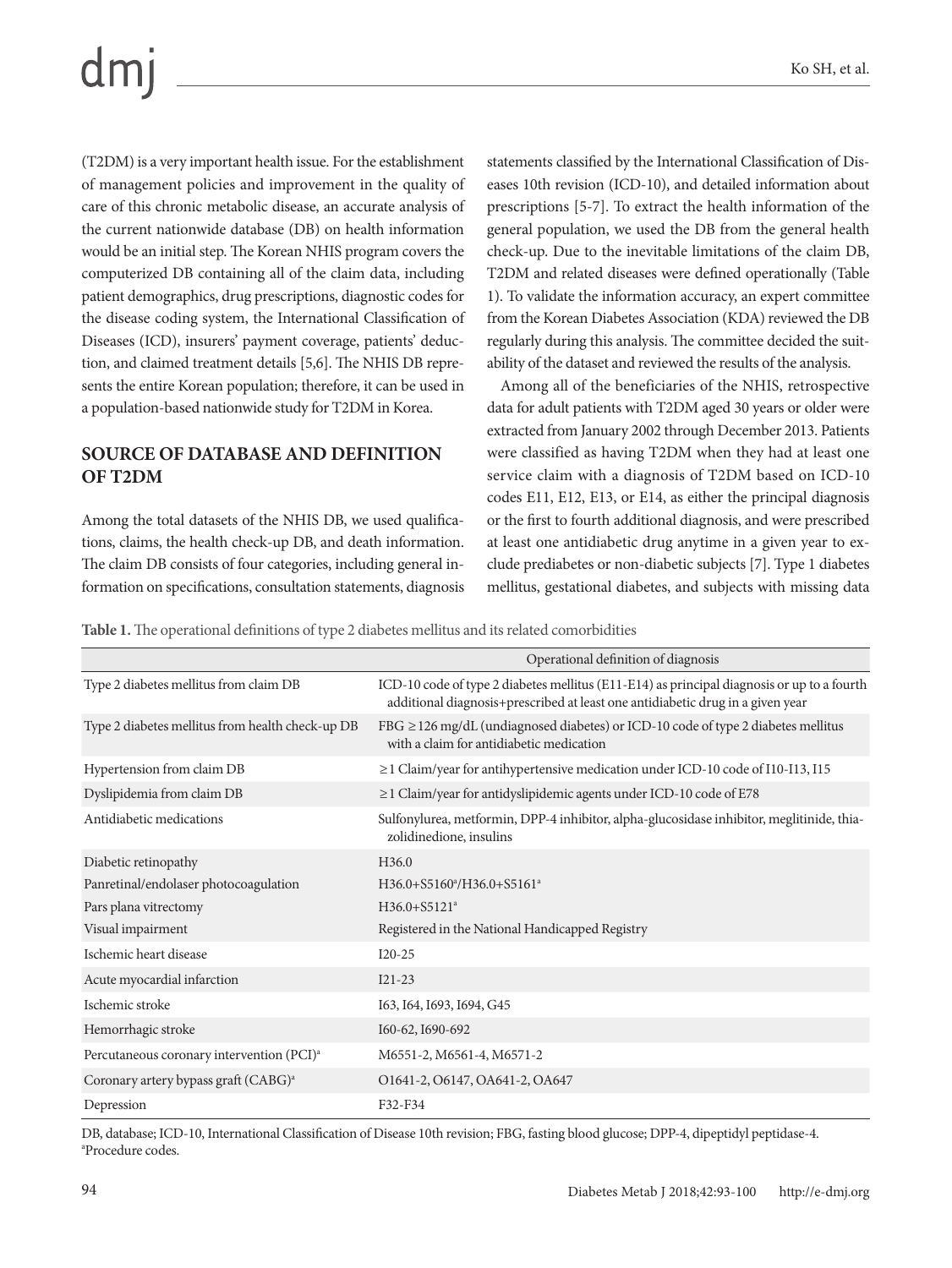(T2DM) is a very important health issue. For the establishment of management policies and improvement in the quality of care of this chronic metabolic disease, an accurate analysis of the current nationwide database (DB) on health information would be an initial step. The Korean NHIS program covers the computerized DB containing all of the claim data, including patient demographics, drug prescriptions, diagnostic codes for the disease coding system, the International Classification of Diseases (ICD), insurers' payment coverage, patients' deduction, and claimed treatment details [5,6]. The NHIS DB represents the entire Korean population; therefore, it can be used in a population-based nationwide study for T2DM in Korea.

## SOURCE OF DATABASE AND DEFINITION OF T2DM

Among the total datasets of the NHIS DB, we used qualifications, claims, the health check-up DB, and death information. The claim DB consists of four categories, including general information on specifications, consultation statements, diagnosis statements classified by the International Classification of Diseases 10th revision (ICD-10), and detailed information about prescriptions [5-7]. To extract the health information of the general population, we used the DB from the general health check-up. Due to the inevitable limitations of the claim DB, T2DM and related diseases were defined operationally (Table 1). To validate the information accuracy, an expert committee from the Korean Diabetes Association (KDA) reviewed the DB regularly during this analysis. The committee decided the suitability of the dataset and reviewed the results of the analysis.

Among all of the beneficiaries of the NHIS, retrospective data for adult patients with T2DM aged 30 years or older were extracted from January 2002 through December 2013. Patients were classified as having T2DM when they had at least one service claim with a diagnosis of T2DM based on ICD-10 codes E11, E12, E13, or E14, as either the principal diagnosis or the first to fourth additional diagnosis, and were prescribed at least one antidiabetic drug anytime in a given year to exclude prediabetes or non-diabetic subjects [7]. Type 1 diabetes mellitus, gestational diabetes, and subjects with missing data

**Table 1.** The operational definitions of type 2 diabetes mellitus and its related comorbidities

| | Operational definition of diagnosis |
|---|---|
| Type 2 diabetes mellitus from claim DB | ICD-10 code of type 2 diabetes mellitus (E11-E14) as principal diagnosis or up to a fourth additional diagnosis+prescribed at least one antidiabetic drug in a given year |
| Type 2 diabetes mellitus from health check-up DB | FBG ≥126 mg/dL (undiagnosed diabetes) or ICD-10 code of type 2 diabetes mellitus with a claim for antidiabetic medication |
| Hypertension from claim DB | ≥1 Claim/year for antihypertensive medication under ICD-10 code of I10-I13, I15 |
| Dyslipidemia from claim DB | ≥1 Claim/year for antidyslipidemic agents under ICD-10 code of E78 |
| Antidiabetic medications | Sulfonylurea, metformin, DPP-4 inhibitor, alpha-glucosidase inhibitor, meglitinide, thiazolidinedione, insulins |
| Diabetic retinopathy | H36.0 |
| Panretinal/endolaser photocoagulation | H36.0+S5160[a]/H36.0+S5161[a] |
| Pars plana vitrectomy | H36.0+S5121[a] |
| Visual impairment | Registered in the National Handicapped Registry |
| Ischemic heart disease | I20-25 |
| Acute myocardial infarction | I21-23 |
| Ischemic stroke | I63, I64, I693, I694, G45 |
| Hemorrhagic stroke | I60-62, I690-692 |
| Percutaneous coronary intervention (PCI)[a] | M6551-2, M6561-4, M6571-2 |
| Coronary artery bypass graft (CABG)[a] | O1641-2, O6147, OA641-2, OA647 |
| Depression | F32-F34 |

DB, database; ICD-10, International Classification of Disease 10th revision; FBG, fasting blood glucose; DPP-4, dipeptidyl peptidase-4.
[a]Procedure codes.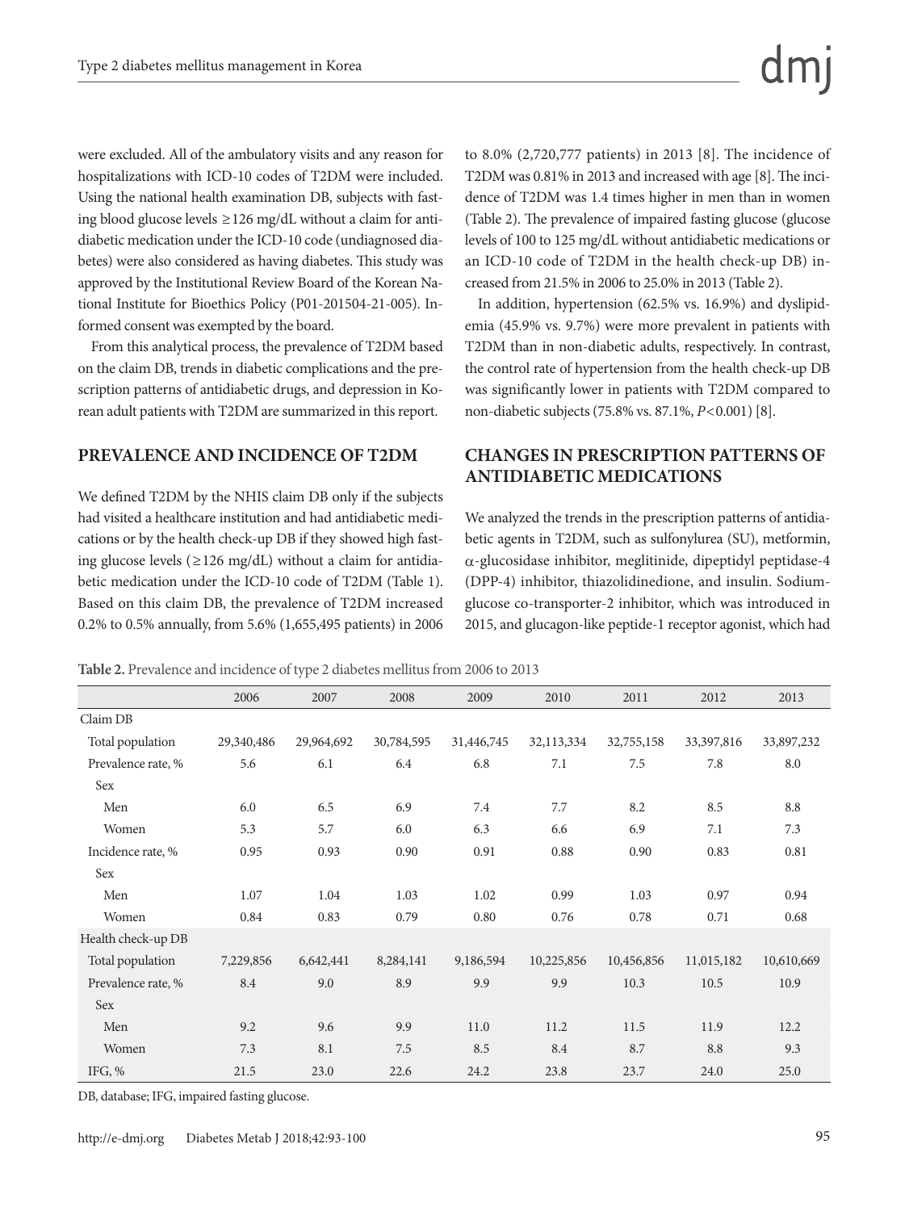were excluded. All of the ambulatory visits and any reason for hospitalizations with ICD-10 codes of T2DM were included. Using the national health examination DB, subjects with fasting blood glucose levels ≥126 mg/dL without a claim for antidiabetic medication under the ICD-10 code (undiagnosed diabetes) were also considered as having diabetes. This study was approved by the Institutional Review Board of the Korean National Institute for Bioethics Policy (P01-201504-21-005). Informed consent was exempted by the board.

From this analytical process, the prevalence of T2DM based on the claim DB, trends in diabetic complications and the prescription patterns of antidiabetic drugs, and depression in Korean adult patients with T2DM are summarized in this report.

## PREVALENCE AND INCIDENCE OF T2DM

We defined T2DM by the NHIS claim DB only if the subjects had visited a healthcare institution and had antidiabetic medications or by the health check-up DB if they showed high fasting glucose levels (≥126 mg/dL) without a claim for antidiabetic medication under the ICD-10 code of T2DM (Table 1). Based on this claim DB, the prevalence of T2DM increased 0.2% to 0.5% annually, from 5.6% (1,655,495 patients) in 2006 to 8.0% (2,720,777 patients) in 2013 [8]. The incidence of T2DM was 0.81% in 2013 and increased with age [8]. The incidence of T2DM was 1.4 times higher in men than in women (Table 2). The prevalence of impaired fasting glucose (glucose levels of 100 to 125 mg/dL without antidiabetic medications or an ICD-10 code of T2DM in the health check-up DB) increased from 21.5% in 2006 to 25.0% in 2013 (Table 2).

In addition, hypertension (62.5% vs. 16.9%) and dyslipidemia (45.9% vs. 9.7%) were more prevalent in patients with T2DM than in non-diabetic adults, respectively. In contrast, the control rate of hypertension from the health check-up DB was significantly lower in patients with T2DM compared to non-diabetic subjects (75.8% vs. 87.1%, $P<0.001$) [8].

## CHANGES IN PRESCRIPTION PATTERNS OF ANTIDIABETIC MEDICATIONS

We analyzed the trends in the prescription patterns of antidiabetic agents in T2DM, such as sulfonylurea (SU), metformin, $\alpha$-glucosidase inhibitor, meglitinide, dipeptidyl peptidase-4 (DPP-4) inhibitor, thiazolidinedione, and insulin. Sodium-glucose co-transporter-2 inhibitor, which was introduced in 2015, and glucagon-like peptide-1 receptor agonist, which had

**Table 2.** Prevalence and incidence of type 2 diabetes mellitus from 2006 to 2013

| | 2006 | 2007 | 2008 | 2009 | 2010 | 2011 | 2012 | 2013 |
|---|---|---|---|---|---|---|---|---|
| Claim DB | | | | | | | | |
| Total population | 29,340,486 | 29,964,692 | 30,784,595 | 31,446,745 | 32,113,334 | 32,755,158 | 33,397,816 | 33,897,232 |
| Prevalence rate, % | 5.6 | 6.1 | 6.4 | 6.8 | 7.1 | 7.5 | 7.8 | 8.0 |
| Sex | | | | | | | | |
| Men | 6.0 | 6.5 | 6.9 | 7.4 | 7.7 | 8.2 | 8.5 | 8.8 |
| Women | 5.3 | 5.7 | 6.0 | 6.3 | 6.6 | 6.9 | 7.1 | 7.3 |
| Incidence rate, % | 0.95 | 0.93 | 0.90 | 0.91 | 0.88 | 0.90 | 0.83 | 0.81 |
| Sex | | | | | | | | |
| Men | 1.07 | 1.04 | 1.03 | 1.02 | 0.99 | 1.03 | 0.97 | 0.94 |
| Women | 0.84 | 0.83 | 0.79 | 0.80 | 0.76 | 0.78 | 0.71 | 0.68 |
| Health check-up DB | | | | | | | | |
| Total population | 7,229,856 | 6,642,441 | 8,284,141 | 9,186,594 | 10,225,856 | 10,456,856 | 11,015,182 | 10,610,669 |
| Prevalence rate, % | 8.4 | 9.0 | 8.9 | 9.9 | 9.9 | 10.3 | 10.5 | 10.9 |
| Sex | | | | | | | | |
| Men | 9.2 | 9.6 | 9.9 | 11.0 | 11.2 | 11.5 | 11.9 | 12.2 |
| Women | 7.3 | 8.1 | 7.5 | 8.5 | 8.4 | 8.7 | 8.8 | 9.3 |
| IFG, % | 21.5 | 23.0 | 22.6 | 24.2 | 23.8 | 23.7 | 24.0 | 25.0 |

DB, database; IFG, impaired fasting glucose.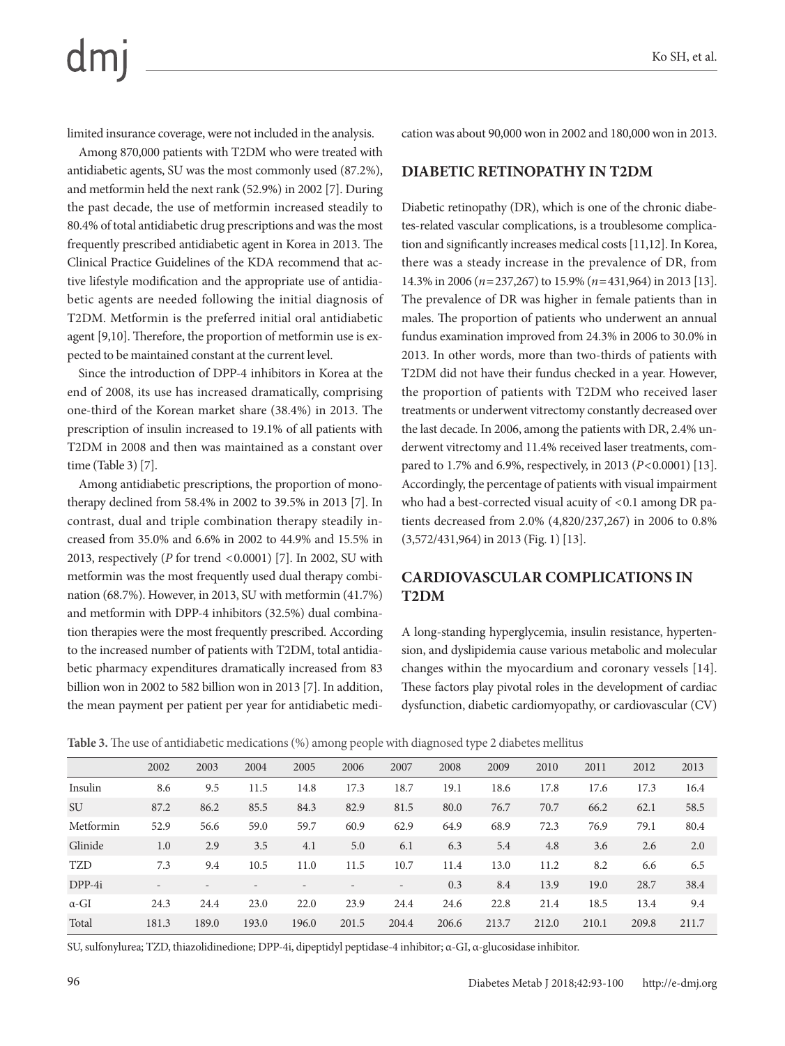limited insurance coverage, were not included in the analysis.

Among 870,000 patients with T2DM who were treated with antidiabetic agents, SU was the most commonly used (87.2%), and metformin held the next rank (52.9%) in 2002 [7]. During the past decade, the use of metformin increased steadily to 80.4% of total antidiabetic drug prescriptions and was the most frequently prescribed antidiabetic agent in Korea in 2013. The Clinical Practice Guidelines of the KDA recommend that active lifestyle modification and the appropriate use of antidiabetic agents are needed following the initial diagnosis of T2DM. Metformin is the preferred initial oral antidiabetic agent [9,10]. Therefore, the proportion of metformin use is expected to be maintained constant at the current level.

Since the introduction of DPP-4 inhibitors in Korea at the end of 2008, its use has increased dramatically, comprising one-third of the Korean market share (38.4%) in 2013. The prescription of insulin increased to 19.1% of all patients with T2DM in 2008 and then was maintained as a constant over time (Table 3) [7].

Among antidiabetic prescriptions, the proportion of monotherapy declined from 58.4% in 2002 to 39.5% in 2013 [7]. In contrast, dual and triple combination therapy steadily increased from 35.0% and 6.6% in 2002 to 44.9% and 15.5% in 2013, respectively (*P* for trend $<0.0001$) [7]. In 2002, SU with metformin was the most frequently used dual therapy combination (68.7%). However, in 2013, SU with metformin (41.7%) and metformin with DPP-4 inhibitors (32.5%) dual combination therapies were the most frequently prescribed. According to the increased number of patients with T2DM, total antidiabetic pharmacy expenditures dramatically increased from 83 billion won in 2002 to 582 billion won in 2013 [7]. In addition, the mean payment per patient per year for antidiabetic medication was about 90,000 won in 2002 and 180,000 won in 2013.

## DIABETIC RETINOPATHY IN T2DM

Diabetic retinopathy (DR), which is one of the chronic diabetes-related vascular complications, is a troublesome complication and significantly increases medical costs [11,12]. In Korea, there was a steady increase in the prevalence of DR, from 14.3% in 2006 ($n=237,267$) to 15.9% ($n=431,964$) in 2013 [13]. The prevalence of DR was higher in female patients than in males. The proportion of patients who underwent an annual fundus examination improved from 24.3% in 2006 to 30.0% in 2013. In other words, more than two-thirds of patients with T2DM did not have their fundus checked in a year. However, the proportion of patients with T2DM who received laser treatments or underwent vitrectomy constantly decreased over the last decade. In 2006, among the patients with DR, 2.4% underwent vitrectomy and 11.4% received laser treatments, compared to 1.7% and 6.9%, respectively, in 2013 ($P<0.0001$) [13]. Accordingly, the percentage of patients with visual impairment who had a best-corrected visual acuity of <0.1 among DR patients decreased from 2.0% (4,820/237,267) in 2006 to 0.8% (3,572/431,964) in 2013 (Fig. 1) [13].

## CARDIOVASCULAR COMPLICATIONS IN T2DM

A long-standing hyperglycemia, insulin resistance, hypertension, and dyslipidemia cause various metabolic and molecular changes within the myocardium and coronary vessels [14]. These factors play pivotal roles in the development of cardiac dysfunction, diabetic cardiomyopathy, or cardiovascular (CV)

**Table 3.** The use of antidiabetic medications (%) among people with diagnosed type 2 diabetes mellitus

| | 2002 | 2003 | 2004 | 2005 | 2006 | 2007 | 2008 | 2009 | 2010 | 2011 | 2012 | 2013 |
|---|---|---|---|---|---|---|---|---|---|---|---|---|
| Insulin | 8.6 | 9.5 | 11.5 | 14.8 | 17.3 | 18.7 | 19.1 | 18.6 | 17.8 | 17.6 | 17.3 | 16.4 |
| SU | 87.2 | 86.2 | 85.5 | 84.3 | 82.9 | 81.5 | 80.0 | 76.7 | 70.7 | 66.2 | 62.1 | 58.5 |
| Metformin | 52.9 | 56.6 | 59.0 | 59.7 | 60.9 | 62.9 | 64.9 | 68.9 | 72.3 | 76.9 | 79.1 | 80.4 |
| Glinide | 1.0 | 2.9 | 3.5 | 4.1 | 5.0 | 6.1 | 6.3 | 5.4 | 4.8 | 3.6 | 2.6 | 2.0 |
| TZD | 7.3 | 9.4 | 10.5 | 11.0 | 11.5 | 10.7 | 11.4 | 13.0 | 11.2 | 8.2 | 6.6 | 6.5 |
| DPP-4i | - | - | - | - | - | - | 0.3 | 8.4 | 13.9 | 19.0 | 28.7 | 38.4 |
| α-GI | 24.3 | 24.4 | 23.0 | 22.0 | 23.9 | 24.4 | 24.6 | 22.8 | 21.4 | 18.5 | 13.4 | 9.4 |
| Total | 181.3 | 189.0 | 193.0 | 196.0 | 201.5 | 204.4 | 206.6 | 213.7 | 212.0 | 210.1 | 209.8 | 211.7 |

SU, sulfonylurea; TZD, thiazolidinedione; DPP-4i, dipeptidyl peptidase-4 inhibitor; α-GI, α-glucosidase inhibitor.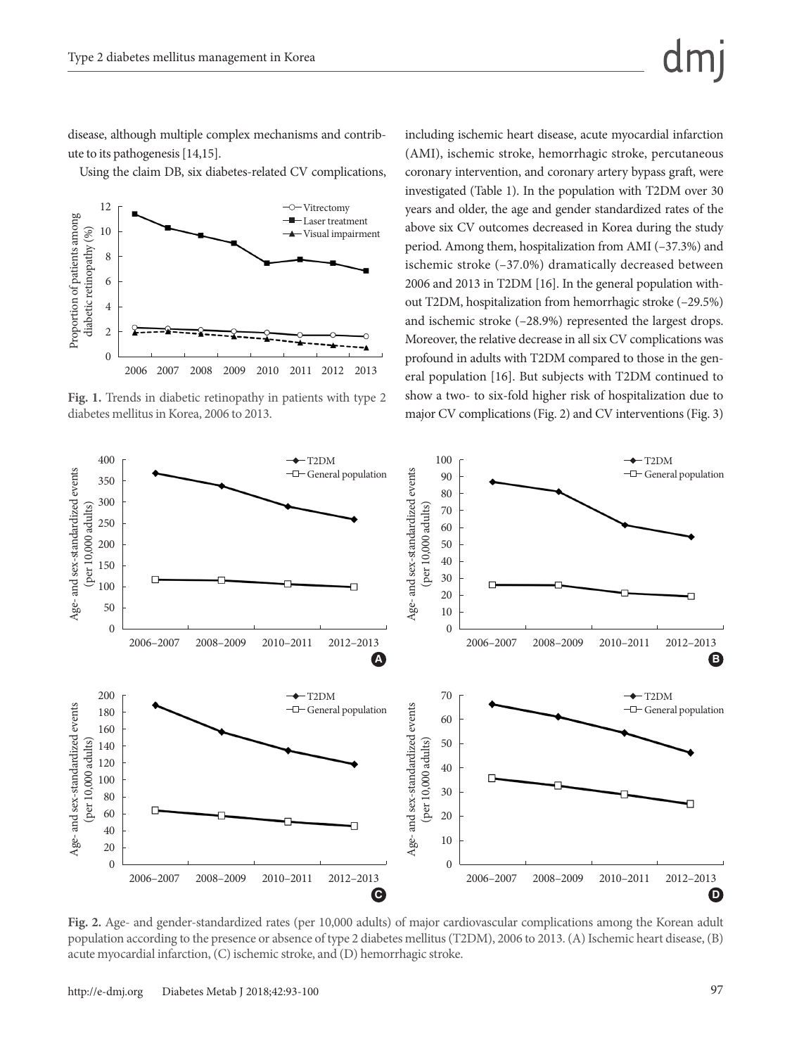disease, although multiple complex mechanisms and contribute to its pathogenesis [14,15].

Using the claim DB, six diabetes-related CV complications, including ischemic heart disease, acute myocardial infarction (AMI), ischemic stroke, hemorrhagic stroke, percutaneous coronary intervention, and coronary artery bypass graft, were investigated (Table 1). In the population with T2DM over 30 years and older, the age and gender standardized rates of the above six CV outcomes decreased in Korea during the study period. Among them, hospitalization from AMI (–37.3%) and ischemic stroke (–37.0%) dramatically decreased between 2006 and 2013 in T2DM [16]. In the general population without T2DM, hospitalization from hemorrhagic stroke (–29.5%) and ischemic stroke (–28.9%) represented the largest drops. Moreover, the relative decrease in all six CV complications was profound in adults with T2DM compared to those in the general population [16]. But subjects with T2DM continued to show a two- to six-fold higher risk of hospitalization due to major CV complications (Fig. 2) and CV interventions (Fig. 3)

**Fig. 1.** Trends in diabetic retinopathy in patients with type 2 diabetes mellitus in Korea, 2006 to 2013.

**Fig. 2.** Age- and gender-standardized rates (per 10,000 adults) of major cardiovascular complications among the Korean adult population according to the presence or absence of type 2 diabetes mellitus (T2DM), 2006 to 2013. (A) Ischemic heart disease, (B) acute myocardial infarction, (C) ischemic stroke, and (D) hemorrhagic stroke.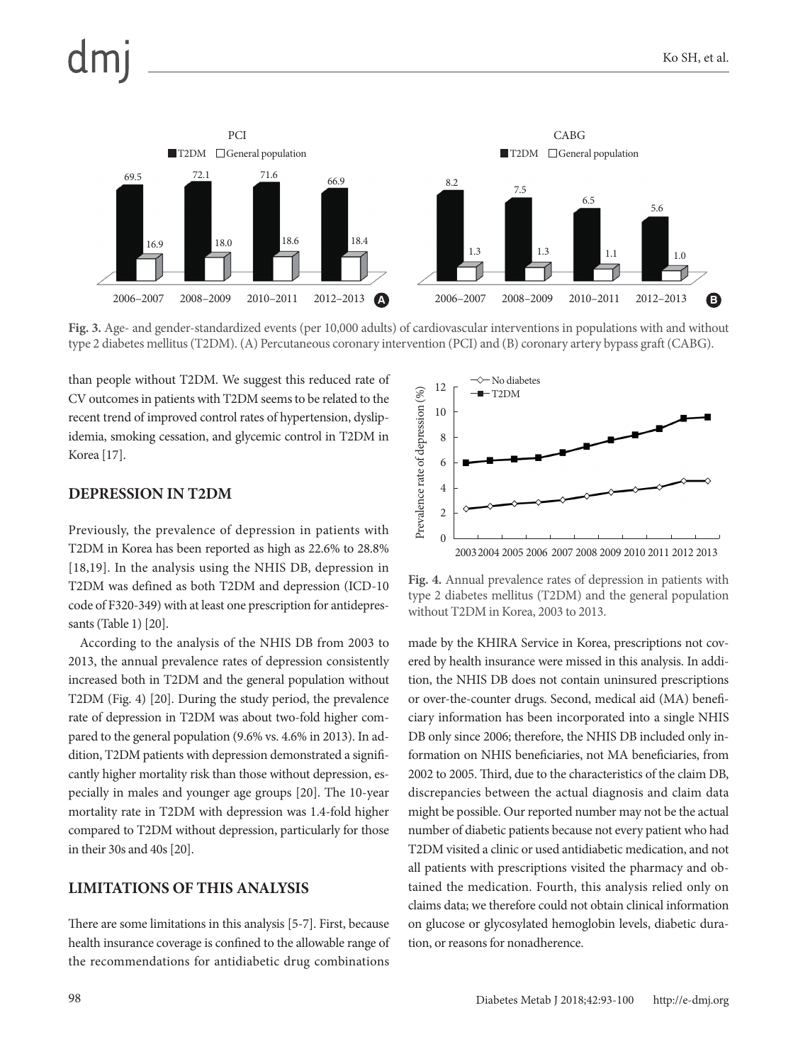**Fig. 3.** Age- and gender-standardized events (per 10,000 adults) of cardiovascular interventions in populations with and without type 2 diabetes mellitus (T2DM). (A) Percutaneous coronary intervention (PCI) and (B) coronary artery bypass graft (CABG).

than people without T2DM. We suggest this reduced rate of CV outcomes in patients with T2DM seems to be related to the recent trend of improved control rates of hypertension, dyslipidemia, smoking cessation, and glycemic control in T2DM in Korea [17].

## DEPRESSION IN T2DM

Previously, the prevalence of depression in patients with T2DM in Korea has been reported as high as 22.6% to 28.8% [18,19]. In the analysis using the NHIS DB, depression in T2DM was defined as both T2DM and depression (ICD-10 code of F320-349) with at least one prescription for antidepressants (Table 1) [20].

According to the analysis of the NHIS DB from 2003 to 2013, the annual prevalence rates of depression consistently increased both in T2DM and the general population without T2DM (Fig. 4) [20]. During the study period, the prevalence rate of depression in T2DM was about two-fold higher compared to the general population (9.6% vs. 4.6% in 2013). In addition, T2DM patients with depression demonstrated a significantly higher mortality risk than those without depression, especially in males and younger age groups [20]. The 10-year mortality rate in T2DM with depression was 1.4-fold higher compared to T2DM without depression, particularly for those in their 30s and 40s [20].

**Fig. 4.** Annual prevalence rates of depression in patients with type 2 diabetes mellitus (T2DM) and the general population without T2DM in Korea, 2003 to 2013.

## LIMITATIONS OF THIS ANALYSIS

There are some limitations in this analysis [5-7]. First, because health insurance coverage is confined to the allowable range of the recommendations for antidiabetic drug combinations made by the KHIRA Service in Korea, prescriptions not covered by health insurance were missed in this analysis. In addition, the NHIS DB does not contain uninsured prescriptions or over-the-counter drugs. Second, medical aid (MA) beneficiary information has been incorporated into a single NHIS DB only since 2006; therefore, the NHIS DB included only information on NHIS beneficiaries, not MA beneficiaries, from 2002 to 2005. Third, due to the characteristics of the claim DB, discrepancies between the actual diagnosis and claim data might be possible. Our reported number may not be the actual number of diabetic patients because not every patient who had T2DM visited a clinic or used antidiabetic medication, and not all patients with prescriptions visited the pharmacy and obtained the medication. Fourth, this analysis relied only on claims data; we therefore could not obtain clinical information on glucose or glycosylated hemoglobin levels, diabetic duration, or reasons for nonadherence.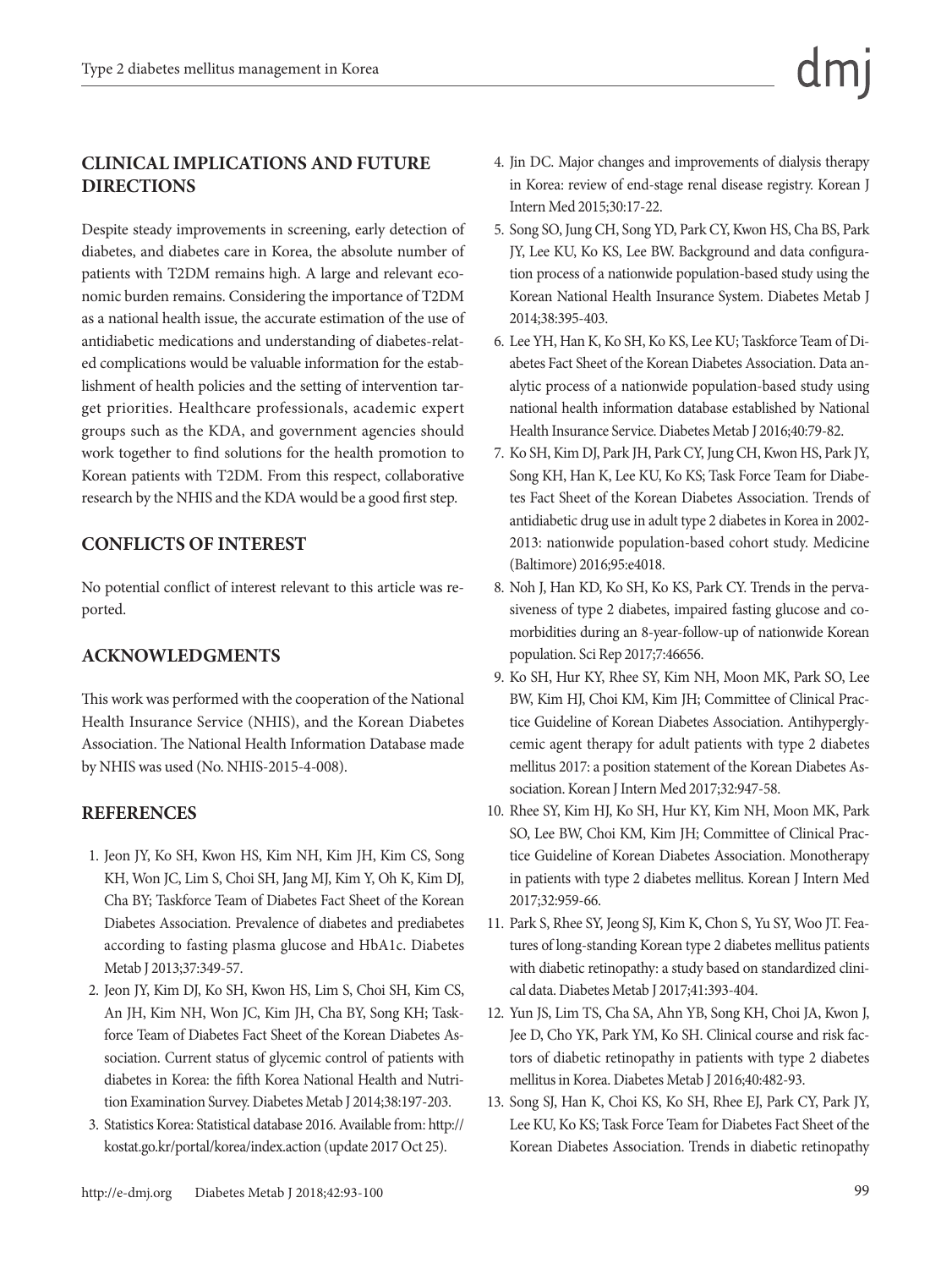## CLINICAL IMPLICATIONS AND FUTURE DIRECTIONS

Despite steady improvements in screening, early detection of diabetes, and diabetes care in Korea, the absolute number of patients with T2DM remains high. A large and relevant economic burden remains. Considering the importance of T2DM as a national health issue, the accurate estimation of the use of antidiabetic medications and understanding of diabetes-related complications would be valuable information for the establishment of health policies and the setting of intervention target priorities. Healthcare professionals, academic expert groups such as the KDA, and government agencies should work together to find solutions for the health promotion to Korean patients with T2DM. From this respect, collaborative research by the NHIS and the KDA would be a good first step.

## CONFLICTS OF INTEREST

No potential conflict of interest relevant to this article was reported.

## ACKNOWLEDGMENTS

This work was performed with the cooperation of the National Health Insurance Service (NHIS), and the Korean Diabetes Association. The National Health Information Database made by NHIS was used (No. NHIS-2015-4-008).

## REFERENCES

1. Jeon JY, Ko SH, Kwon HS, Kim NH, Kim JH, Kim CS, Song KH, Won JC, Lim S, Choi SH, Jang MJ, Kim Y, Oh K, Kim DJ, Cha BY; Taskforce Team of Diabetes Fact Sheet of the Korean Diabetes Association. Prevalence of diabetes and prediabetes according to fasting plasma glucose and HbA1c. Diabetes Metab J 2013;37:349-57.
2. Jeon JY, Kim DJ, Ko SH, Kwon HS, Lim S, Choi SH, Kim CS, An JH, Kim NH, Won JC, Kim JH, Cha BY, Song KH; Taskforce Team of Diabetes Fact Sheet of the Korean Diabetes Association. Current status of glycemic control of patients with diabetes in Korea: the fifth Korea National Health and Nutrition Examination Survey. Diabetes Metab J 2014;38:197-203.
3. Statistics Korea: Statistical database 2016. Available from: http://kostat.go.kr/portal/korea/index.action (update 2017 Oct 25).
4. Jin DC. Major changes and improvements of dialysis therapy in Korea: review of end-stage renal disease registry. Korean J Intern Med 2015;30:17-22.
5. Song SO, Jung CH, Song YD, Park CY, Kwon HS, Cha BS, Park JY, Lee KU, Ko KS, Lee BW. Background and data configuration process of a nationwide population-based study using the Korean National Health Insurance System. Diabetes Metab J 2014;38:395-403.
6. Lee YH, Han K, Ko SH, Ko KS, Lee KU; Taskforce Team of Diabetes Fact Sheet of the Korean Diabetes Association. Data analytic process of a nationwide population-based study using national health information database established by National Health Insurance Service. Diabetes Metab J 2016;40:79-82.
7. Ko SH, Kim DJ, Park JH, Park CY, Jung CH, Kwon HS, Park JY, Song KH, Han K, Lee KU, Ko KS; Task Force Team for Diabetes Fact Sheet of the Korean Diabetes Association. Trends of antidiabetic drug use in adult type 2 diabetes in Korea in 2002-2013: nationwide population-based cohort study. Medicine (Baltimore) 2016;95:e4018.
8. Noh J, Han KD, Ko SH, Ko KS, Park CY. Trends in the pervasiveness of type 2 diabetes, impaired fasting glucose and comorbidities during an 8-year-follow-up of nationwide Korean population. Sci Rep 2017;7:46656.
9. Ko SH, Hur KY, Rhee SY, Kim NH, Moon MK, Park SO, Lee BW, Kim HJ, Choi KM, Kim JH; Committee of Clinical Practice Guideline of Korean Diabetes Association. Antihyperglycemic agent therapy for adult patients with type 2 diabetes mellitus 2017: a position statement of the Korean Diabetes Association. Korean J Intern Med 2017;32:947-58.
10. Rhee SY, Kim HJ, Ko SH, Hur KY, Kim NH, Moon MK, Park SO, Lee BW, Choi KM, Kim JH; Committee of Clinical Practice Guideline of Korean Diabetes Association. Monotherapy in patients with type 2 diabetes mellitus. Korean J Intern Med 2017;32:959-66.
11. Park S, Rhee SY, Jeong SJ, Kim K, Chon S, Yu SY, Woo JT. Features of long-standing Korean type 2 diabetes mellitus patients with diabetic retinopathy: a study based on standardized clinical data. Diabetes Metab J 2017;41:393-404.
12. Yun JS, Lim TS, Cha SA, Ahn YB, Song KH, Choi JA, Kwon J, Jee D, Cho YK, Park YM, Ko SH. Clinical course and risk factors of diabetic retinopathy in patients with type 2 diabetes mellitus in Korea. Diabetes Metab J 2016;40:482-93.
13. Song SJ, Han K, Choi KS, Ko SH, Rhee EJ, Park CY, Park JY, Lee KU, Ko KS; Task Force Team for Diabetes Fact Sheet of the Korean Diabetes Association. Trends in diabetic retinopathy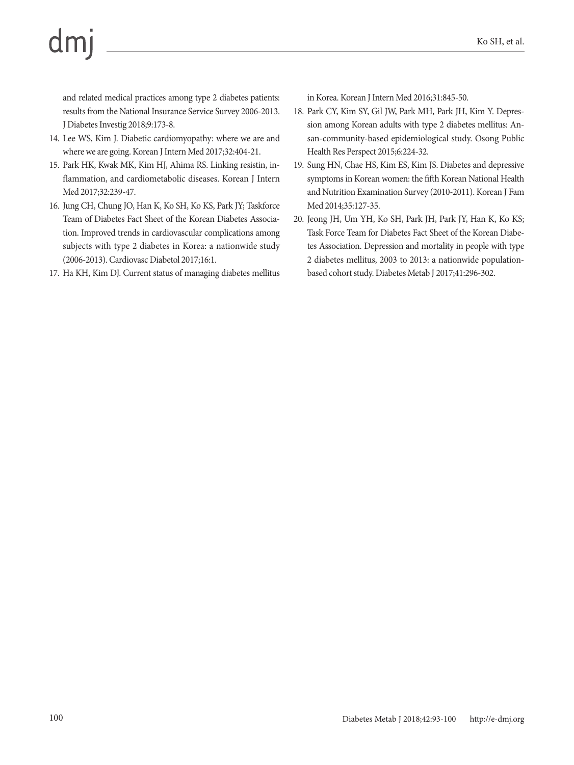and related medical practices among type 2 diabetes patients: results from the National Insurance Service Survey 2006-2013. J Diabetes Investig 2018;9:173-8.

14. Lee WS, Kim J. Diabetic cardiomyopathy: where we are and where we are going. Korean J Intern Med 2017;32:404-21.
15. Park HK, Kwak MK, Kim HJ, Ahima RS. Linking resistin, inflammation, and cardiometabolic diseases. Korean J Intern Med 2017;32:239-47.
16. Jung CH, Chung JO, Han K, Ko SH, Ko KS, Park JY; Taskforce Team of Diabetes Fact Sheet of the Korean Diabetes Association. Improved trends in cardiovascular complications among subjects with type 2 diabetes in Korea: a nationwide study (2006-2013). Cardiovasc Diabetol 2017;16:1.
17. Ha KH, Kim DJ. Current status of managing diabetes mellitus in Korea. Korean J Intern Med 2016;31:845-50.
18. Park CY, Kim SY, Gil JW, Park MH, Park JH, Kim Y. Depression among Korean adults with type 2 diabetes mellitus: Ansan-community-based epidemiological study. Osong Public Health Res Perspect 2015;6:224-32.
19. Sung HN, Chae HS, Kim ES, Kim JS. Diabetes and depressive symptoms in Korean women: the fifth Korean National Health and Nutrition Examination Survey (2010-2011). Korean J Fam Med 2014;35:127-35.
20. Jeong JH, Um YH, Ko SH, Park JH, Park JY, Han K, Ko KS; Task Force Team for Diabetes Fact Sheet of the Korean Diabetes Association. Depression and mortality in people with type 2 diabetes mellitus, 2003 to 2013: a nationwide population-based cohort study. Diabetes Metab J 2017;41:296-302.